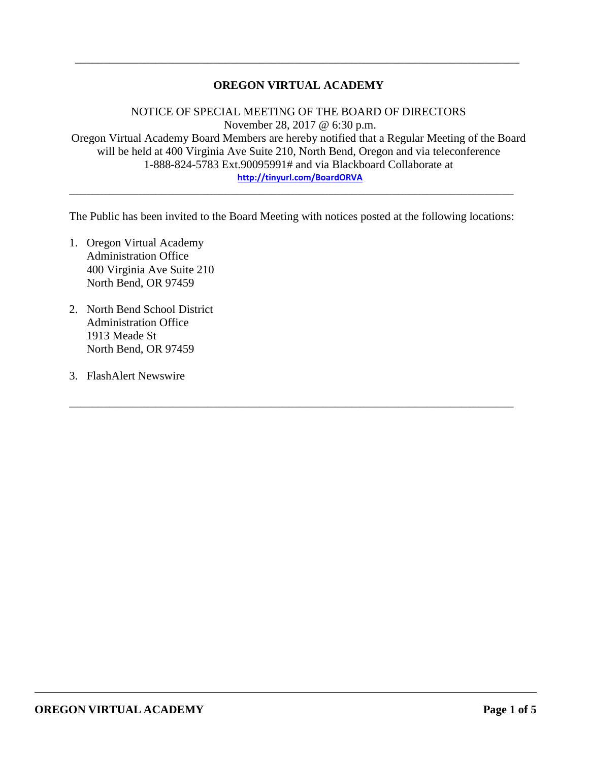---

# OREGON VIRTUAL ACADEMY

NOTICE OF SPECIAL MEETING OF THE BOARD OF DIRECTORS
November 28, 2017 @ 6:30 p.m.
Oregon Virtual Academy Board Members are hereby notified that a Regular Meeting of the Board will be held at 400 Virginia Ave Suite 210, North Bend, Oregon and via teleconference 1-888-824-5783 Ext.90095991# and via Blackboard Collaborate at
**http://tinyurl.com/BoardORVA**

---

The Public has been invited to the Board Meeting with notices posted at the following locations:

1. Oregon Virtual Academy
   Administration Office
   400 Virginia Ave Suite 210
   North Bend, OR 97459

2. North Bend School District
   Administration Office
   1913 Meade St
   North Bend, OR 97459

3. FlashAlert Newswire

---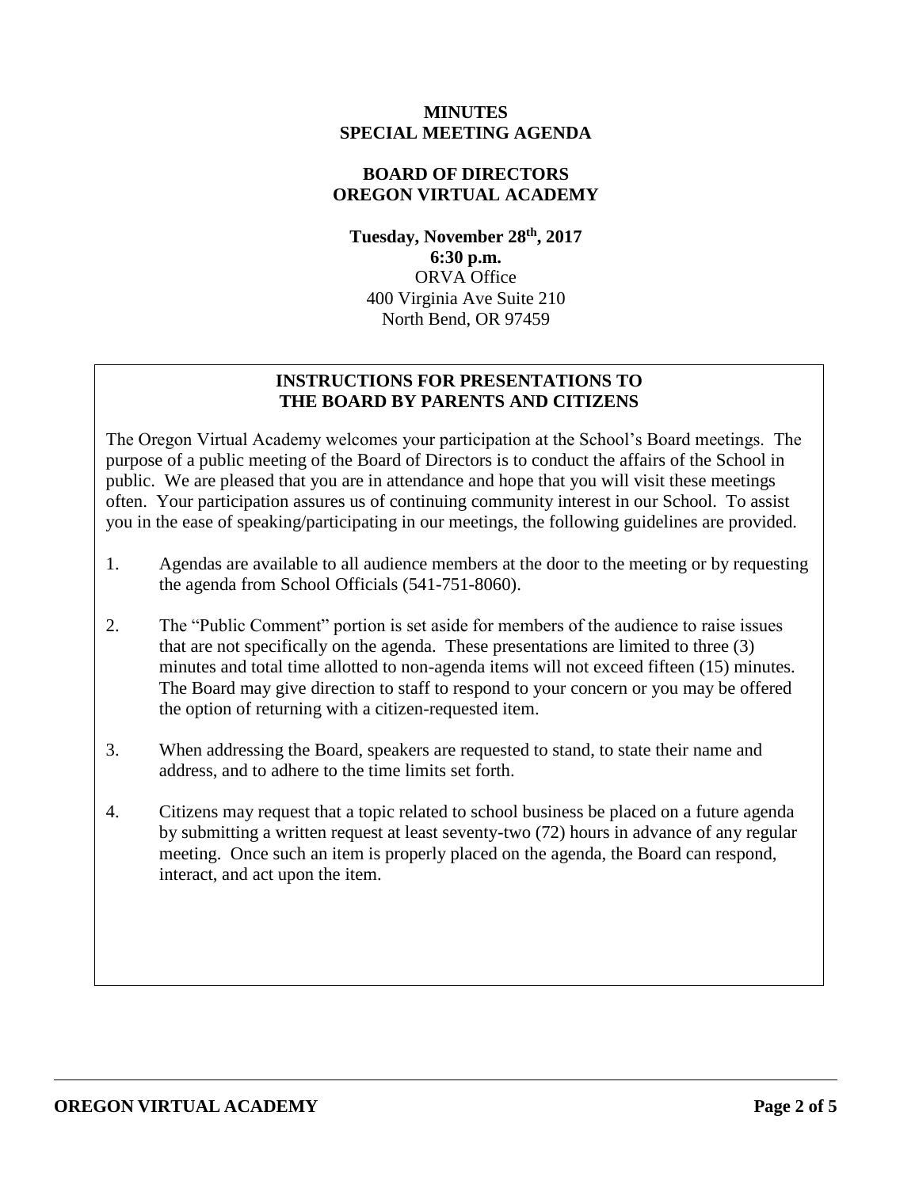# MINUTES
# SPECIAL MEETING AGENDA

## BOARD OF DIRECTORS
## OREGON VIRTUAL ACADEMY

**Tuesday, November 28th, 2017**
**6:30 p.m.**
ORVA Office
400 Virginia Ave Suite 210
North Bend, OR 97459

### INSTRUCTIONS FOR PRESENTATIONS TO THE BOARD BY PARENTS AND CITIZENS

The Oregon Virtual Academy welcomes your participation at the School's Board meetings. The purpose of a public meeting of the Board of Directors is to conduct the affairs of the School in public. We are pleased that you are in attendance and hope that you will visit these meetings often. Your participation assures us of continuing community interest in our School. To assist you in the ease of speaking/participating in our meetings, the following guidelines are provided.

1. Agendas are available to all audience members at the door to the meeting or by requesting the agenda from School Officials (541-751-8060).

2. The "Public Comment" portion is set aside for members of the audience to raise issues that are not specifically on the agenda. These presentations are limited to three (3) minutes and total time allotted to non-agenda items will not exceed fifteen (15) minutes. The Board may give direction to staff to respond to your concern or you may be offered the option of returning with a citizen-requested item.

3. When addressing the Board, speakers are requested to stand, to state their name and address, and to adhere to the time limits set forth.

4. Citizens may request that a topic related to school business be placed on a future agenda by submitting a written request at least seventy-two (72) hours in advance of any regular meeting. Once such an item is properly placed on the agenda, the Board can respond, interact, and act upon the item.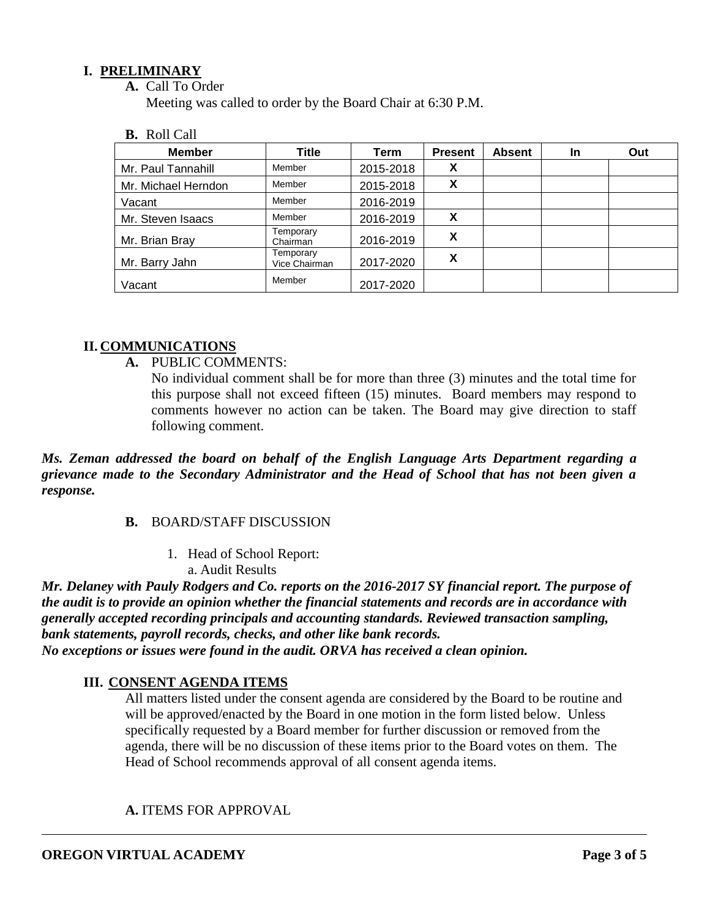## I. PRELIMINARY

**A.** Call To Order

Meeting was called to order by the Board Chair at 6:30 P.M.

**B.** Roll Call

| Member | Title | Term | Present | Absent | In | Out |
|---|---|---|---|---|---|---|
| Mr. Paul Tannahill | Member | 2015-2018 | X | | | |
| Mr. Michael Herndon | Member | 2015-2018 | X | | | |
| Vacant | Member | 2016-2019 | | | | |
| Mr. Steven Isaacs | Member | 2016-2019 | X | | | |
| Mr. Brian Bray | Temporary Chairman | 2016-2019 | X | | | |
| Mr. Barry Jahn | Temporary Vice Chairman | 2017-2020 | X | | | |
| Vacant | Member | 2017-2020 | | | | |

## II. COMMUNICATIONS

**A.** PUBLIC COMMENTS:

No individual comment shall be for more than three (3) minutes and the total time for this purpose shall not exceed fifteen (15) minutes. Board members may respond to comments however no action can be taken. The Board may give direction to staff following comment.

***Ms. Zeman addressed the board on behalf of the English Language Arts Department regarding a grievance made to the Secondary Administrator and the Head of School that has not been given a response.***

**B.** BOARD/STAFF DISCUSSION

1. Head of School Report:
   a. Audit Results

***Mr. Delaney with Pauly Rodgers and Co. reports on the 2016-2017 SY financial report. The purpose of the audit is to provide an opinion whether the financial statements and records are in accordance with generally accepted recording principals and accounting standards. Reviewed transaction sampling, bank statements, payroll records, checks, and other like bank records.***

***No exceptions or issues were found in the audit. ORVA has received a clean opinion.***

## III. CONSENT AGENDA ITEMS

All matters listed under the consent agenda are considered by the Board to be routine and will be approved/enacted by the Board in one motion in the form listed below. Unless specifically requested by a Board member for further discussion or removed from the agenda, there will be no discussion of these items prior to the Board votes on them. The Head of School recommends approval of all consent agenda items.

**A.** ITEMS FOR APPROVAL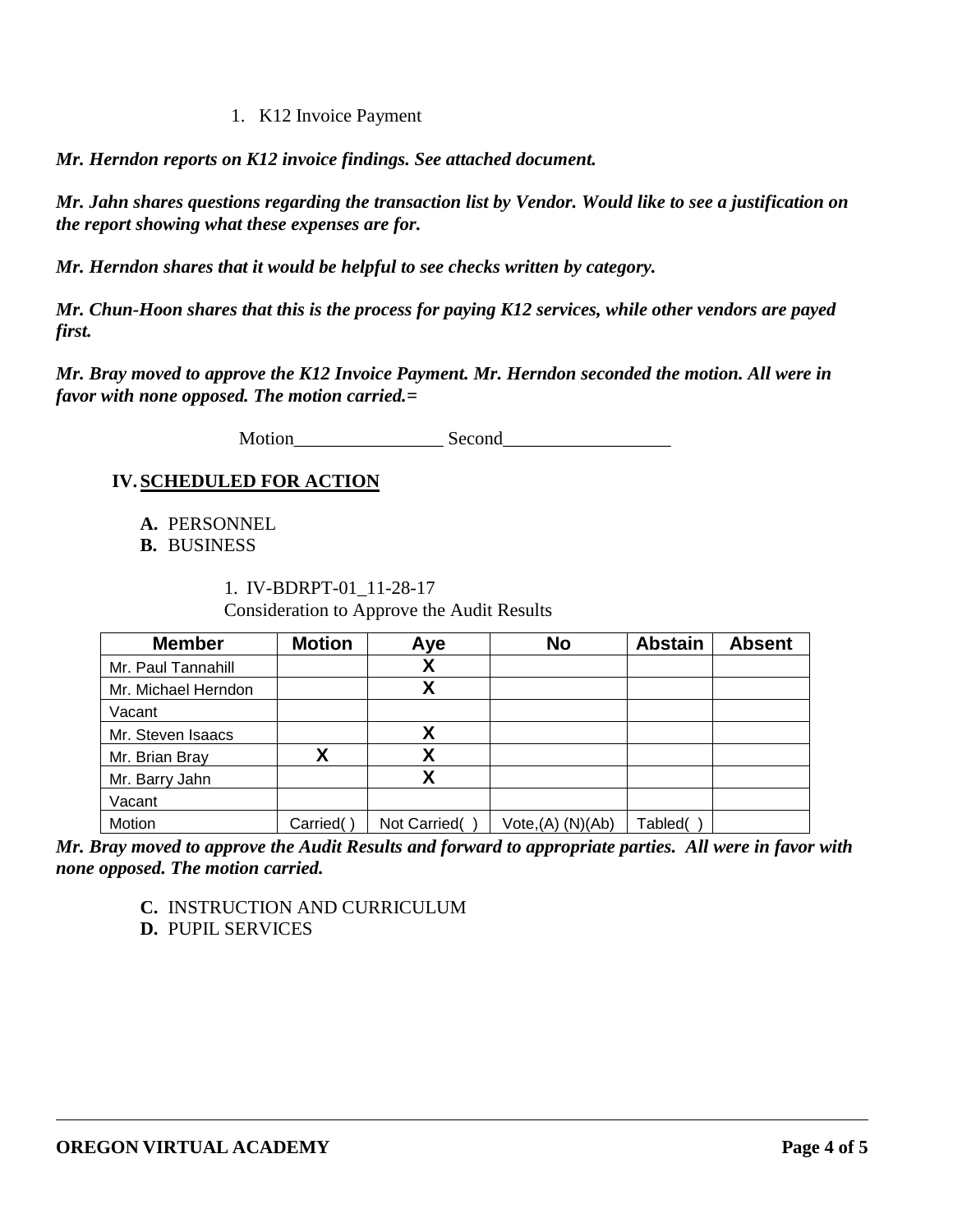1. K12 Invoice Payment

***Mr. Herndon reports on K12 invoice findings. See attached document.***

***Mr. Jahn shares questions regarding the transaction list by Vendor. Would like to see a justification on the report showing what these expenses are for.***

***Mr. Herndon shares that it would be helpful to see checks written by category.***

***Mr. Chun-Hoon shares that this is the process for paying K12 services, while other vendors are payed first.***

***Mr. Bray moved to approve the K12 Invoice Payment. Mr. Herndon seconded the motion. All were in favor with none opposed. The motion carried.=***

Motion________________ Second__________________

## IV. SCHEDULED FOR ACTION

**A.** PERSONNEL
**B.** BUSINESS

1. IV-BDRPT-01_11-28-17
Consideration to Approve the Audit Results

| Member | Motion | Aye | No | Abstain | Absent |
|---|---|---|---|---|---|
| Mr. Paul Tannahill | | X | | | |
| Mr. Michael Herndon | | X | | | |
| Vacant | | | | | |
| Mr. Steven Isaacs | | X | | | |
| Mr. Brian Bray | X | X | | | |
| Mr. Barry Jahn | | X | | | |
| Vacant | | | | | |
| Motion | Carried( ) | Not Carried( ) | Vote,(A) (N)(Ab) | Tabled( ) | |

***Mr. Bray moved to approve the Audit Results and forward to appropriate parties. All were in favor with none opposed. The motion carried.***

**C.** INSTRUCTION AND CURRICULUM
**D.** PUPIL SERVICES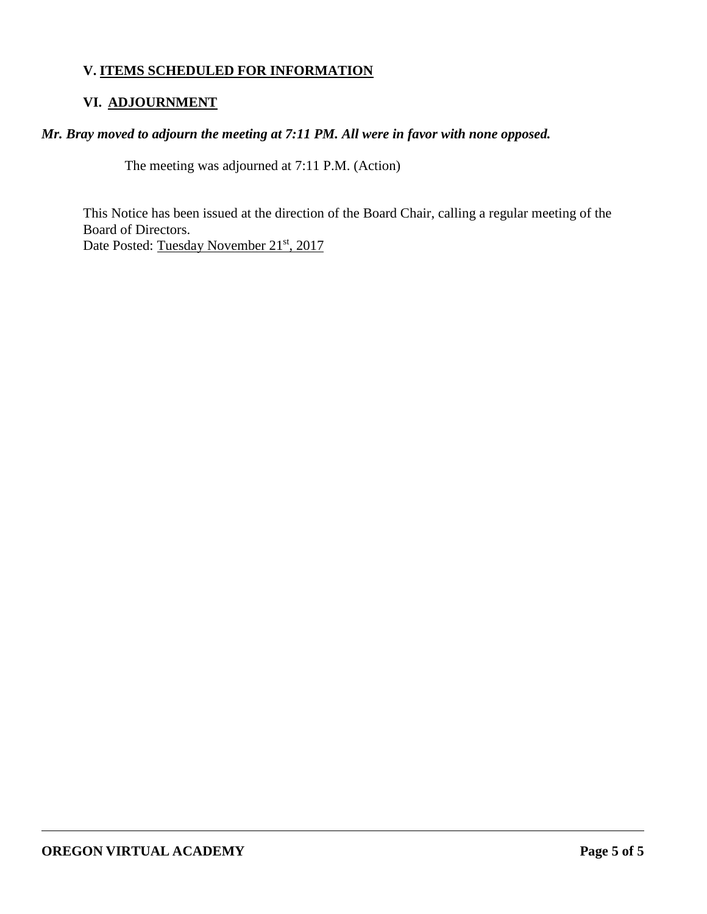## V. ITEMS SCHEDULED FOR INFORMATION

## VI. ADJOURNMENT

***Mr. Bray moved to adjourn the meeting at 7:11 PM. All were in favor with none opposed.***

The meeting was adjourned at 7:11 P.M. (Action)

This Notice has been issued at the direction of the Board Chair, calling a regular meeting of the Board of Directors.
Date Posted: Tuesday November 21st, 2017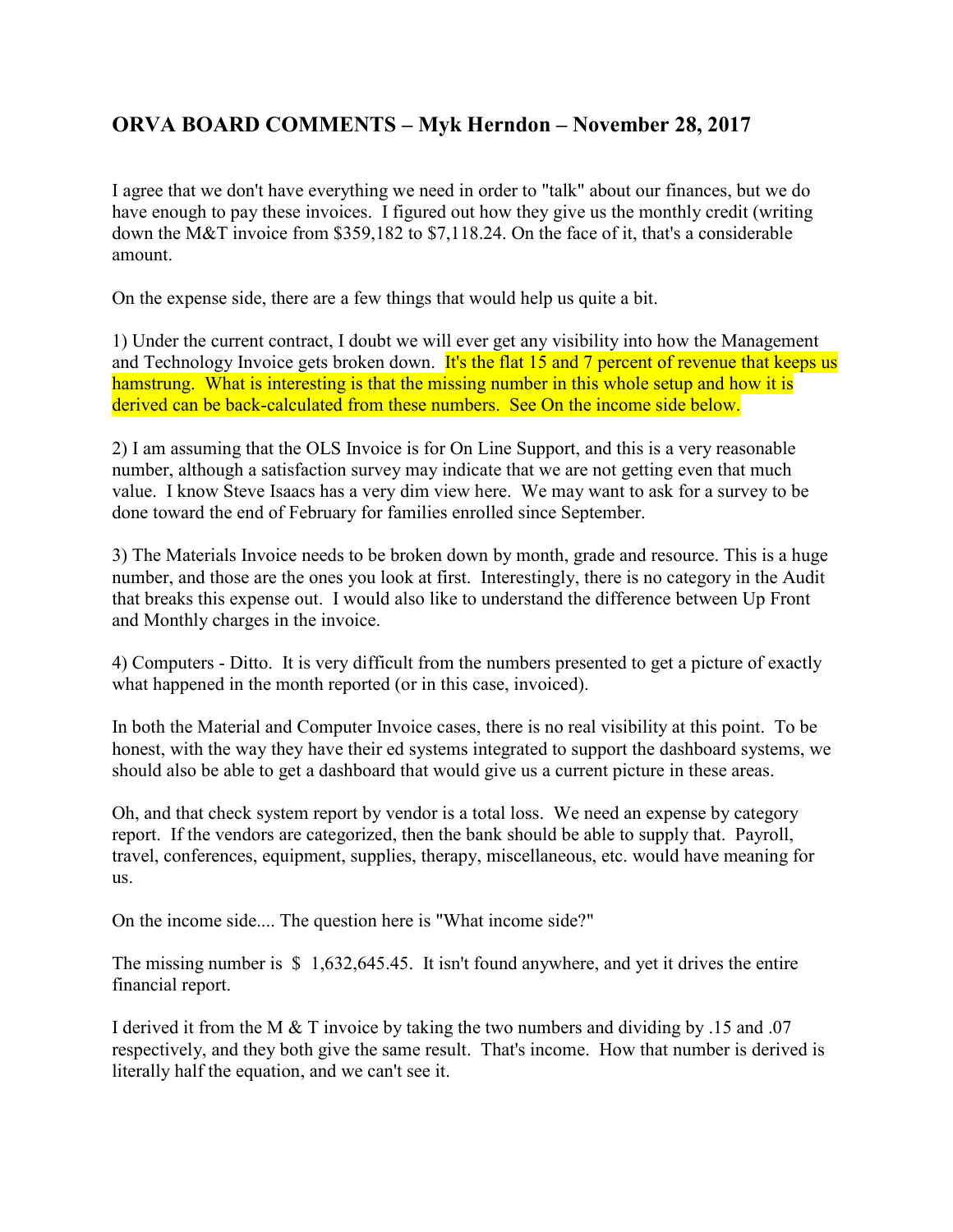## ORVA BOARD COMMENTS – Myk Herndon – November 28, 2017

I agree that we don't have everything we need in order to "talk" about our finances, but we do have enough to pay these invoices. I figured out how they give us the monthly credit (writing down the M&T invoice from $359,182 to $7,118.24. On the face of it, that's a considerable amount.

On the expense side, there are a few things that would help us quite a bit.

1) Under the current contract, I doubt we will ever get any visibility into how the Management and Technology Invoice gets broken down. It's the flat 15 and 7 percent of revenue that keeps us hamstrung. What is interesting is that the missing number in this whole setup and how it is derived can be back-calculated from these numbers. See On the income side below.

2) I am assuming that the OLS Invoice is for On Line Support, and this is a very reasonable number, although a satisfaction survey may indicate that we are not getting even that much value. I know Steve Isaacs has a very dim view here. We may want to ask for a survey to be done toward the end of February for families enrolled since September.

3) The Materials Invoice needs to be broken down by month, grade and resource. This is a huge number, and those are the ones you look at first. Interestingly, there is no category in the Audit that breaks this expense out. I would also like to understand the difference between Up Front and Monthly charges in the invoice.

4) Computers - Ditto. It is very difficult from the numbers presented to get a picture of exactly what happened in the month reported (or in this case, invoiced).

In both the Material and Computer Invoice cases, there is no real visibility at this point. To be honest, with the way they have their ed systems integrated to support the dashboard systems, we should also be able to get a dashboard that would give us a current picture in these areas.

Oh, and that check system report by vendor is a total loss. We need an expense by category report. If the vendors are categorized, then the bank should be able to supply that. Payroll, travel, conferences, equipment, supplies, therapy, miscellaneous, etc. would have meaning for us.

On the income side.... The question here is "What income side?"

The missing number is $ 1,632,645.45. It isn't found anywhere, and yet it drives the entire financial report.

I derived it from the M & T invoice by taking the two numbers and dividing by .15 and .07 respectively, and they both give the same result. That's income. How that number is derived is literally half the equation, and we can't see it.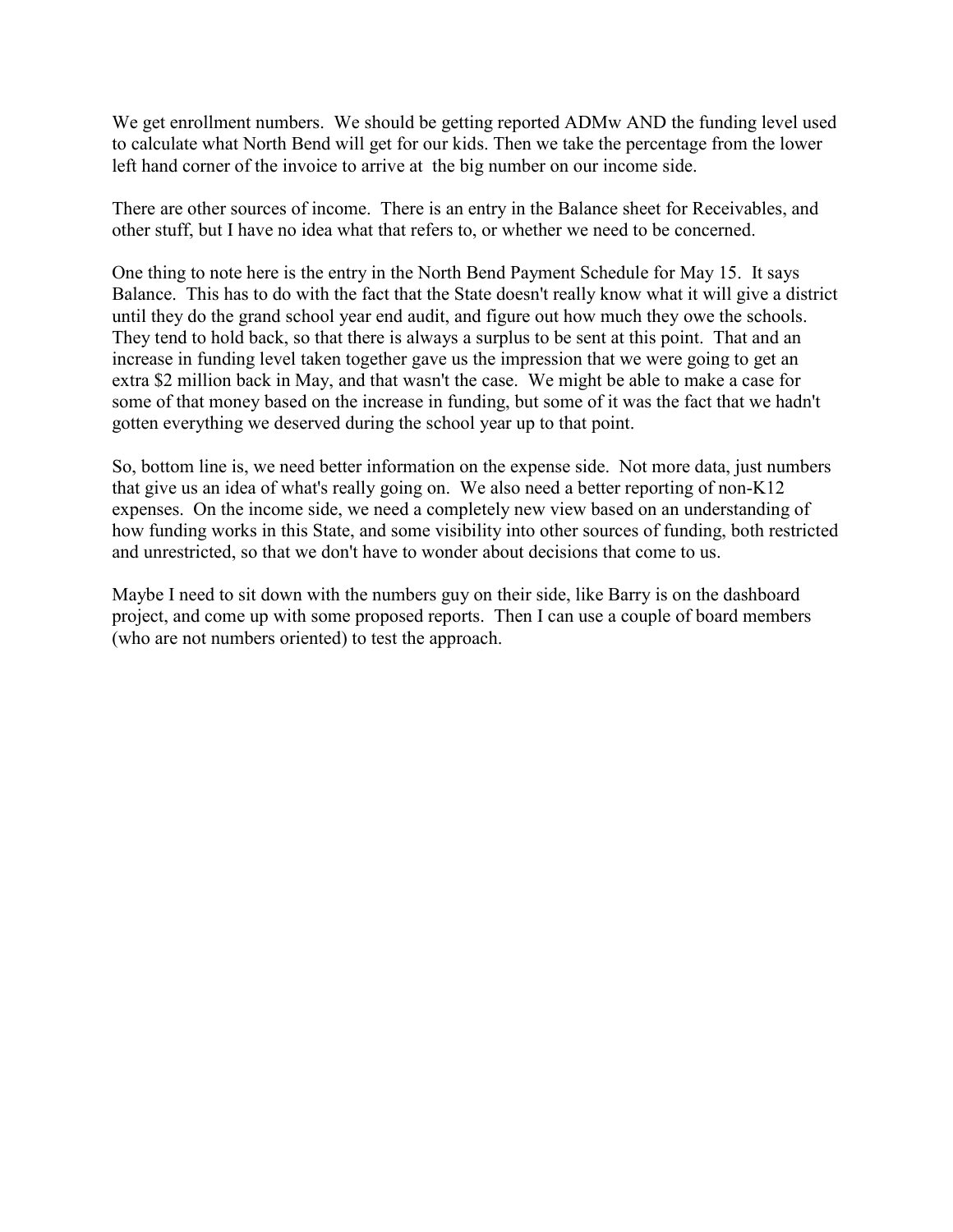We get enrollment numbers. We should be getting reported ADMw AND the funding level used to calculate what North Bend will get for our kids. Then we take the percentage from the lower left hand corner of the invoice to arrive at the big number on our income side.

There are other sources of income. There is an entry in the Balance sheet for Receivables, and other stuff, but I have no idea what that refers to, or whether we need to be concerned.

One thing to note here is the entry in the North Bend Payment Schedule for May 15. It says Balance. This has to do with the fact that the State doesn't really know what it will give a district until they do the grand school year end audit, and figure out how much they owe the schools. They tend to hold back, so that there is always a surplus to be sent at this point. That and an increase in funding level taken together gave us the impression that we were going to get an extra $2 million back in May, and that wasn't the case. We might be able to make a case for some of that money based on the increase in funding, but some of it was the fact that we hadn't gotten everything we deserved during the school year up to that point.

So, bottom line is, we need better information on the expense side. Not more data, just numbers that give us an idea of what's really going on. We also need a better reporting of non-K12 expenses. On the income side, we need a completely new view based on an understanding of how funding works in this State, and some visibility into other sources of funding, both restricted and unrestricted, so that we don't have to wonder about decisions that come to us.

Maybe I need to sit down with the numbers guy on their side, like Barry is on the dashboard project, and come up with some proposed reports. Then I can use a couple of board members (who are not numbers oriented) to test the approach.